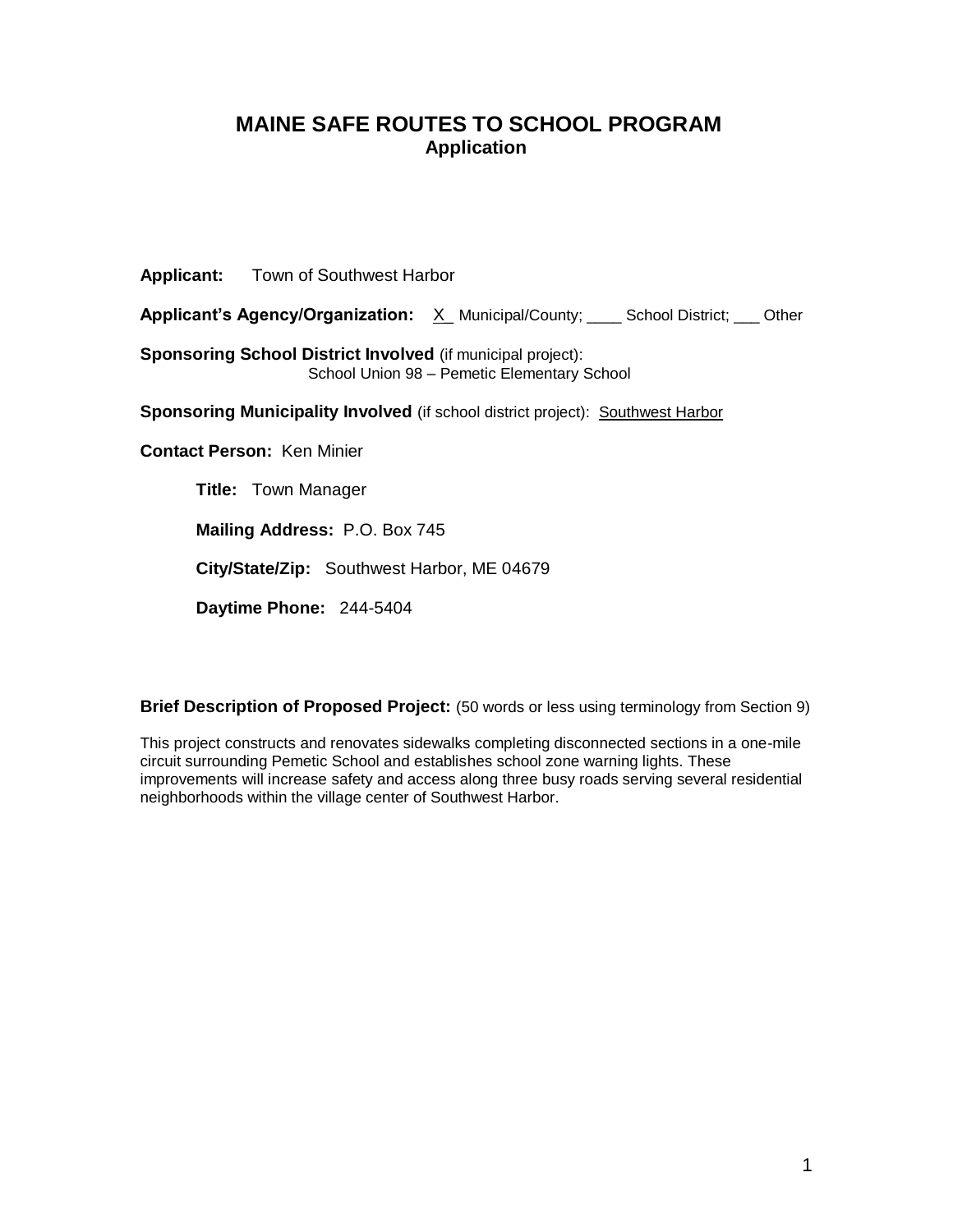# MAINE SAFE ROUTES TO SCHOOL PROGRAM

## Application

**Applicant:** Town of Southwest Harbor

**Applicant's Agency/Organization:** X Municipal/County; ____ School District; ___ Other

**Sponsoring School District Involved** (if municipal project): School Union 98 – Pemetic Elementary School

**Sponsoring Municipality Involved** (if school district project): Southwest Harbor

**Contact Person:** Ken Minier

**Title:** Town Manager

**Mailing Address:** P.O. Box 745

**City/State/Zip:** Southwest Harbor, ME 04679

**Daytime Phone:** 244-5404

**Brief Description of Proposed Project:** (50 words or less using terminology from Section 9)

This project constructs and renovates sidewalks completing disconnected sections in a one-mile circuit surrounding Pemetic School and establishes school zone warning lights. These improvements will increase safety and access along three busy roads serving several residential neighborhoods within the village center of Southwest Harbor.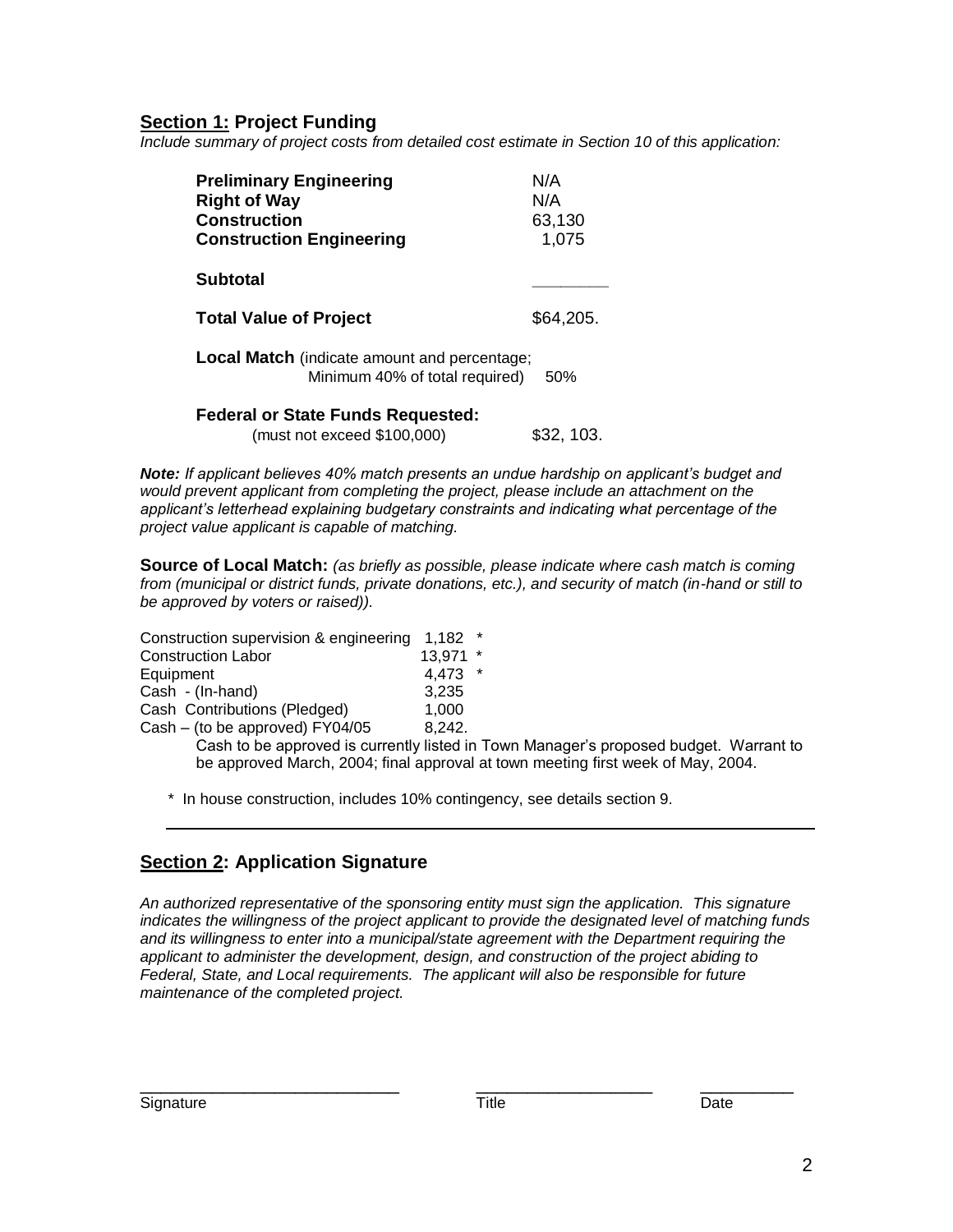## **Section 1:** Project Funding

*Include summary of project costs from detailed cost estimate in Section 10 of this application:*

| | |
|---|---|
| **Preliminary Engineering** | N/A |
| **Right of Way** | N/A |
| **Construction** | 63,130 |
| **Construction Engineering** | 1,075 |
| **Subtotal** | ________ |
| **Total Value of Project** | $64,205. |

**Local Match** (indicate amount and percentage; Minimum 40% of total required) 50%

**Federal or State Funds Requested:**
(must not exceed $100,000) $32, 103.

***Note:*** *If applicant believes 40% match presents an undue hardship on applicant's budget and would prevent applicant from completing the project, please include an attachment on the applicant's letterhead explaining budgetary constraints and indicating what percentage of the project value applicant is capable of matching.*

**Source of Local Match:** *(as briefly as possible, please indicate where cash match is coming from (municipal or district funds, private donations, etc.), and security of match (in-hand or still to be approved by voters or raised)).*

| | |
|---|---|
| Construction supervision & engineering | 1,182 * |
| Construction Labor | 13,971 * |
| Equipment | 4,473 * |
| Cash - (In-hand) | 3,235 |
| Cash Contributions (Pledged) | 1,000 |
| Cash – (to be approved) FY04/05 | 8,242. |

Cash to be approved is currently listed in Town Manager's proposed budget. Warrant to be approved March, 2004; final approval at town meeting first week of May, 2004.

\* In house construction, includes 10% contingency, see details section 9.

---

## **Section 2:** Application Signature

*An authorized representative of the sponsoring entity must sign the application. This signature indicates the willingness of the project applicant to provide the designated level of matching funds and its willingness to enter into a municipal/state agreement with the Department requiring the applicant to administer the development, design, and construction of the project abiding to Federal, State, and Local requirements. The applicant will also be responsible for future maintenance of the completed project.*

| _____________________________ | ____________________ | __________ |
|---|---|---|
| Signature | Title | Date |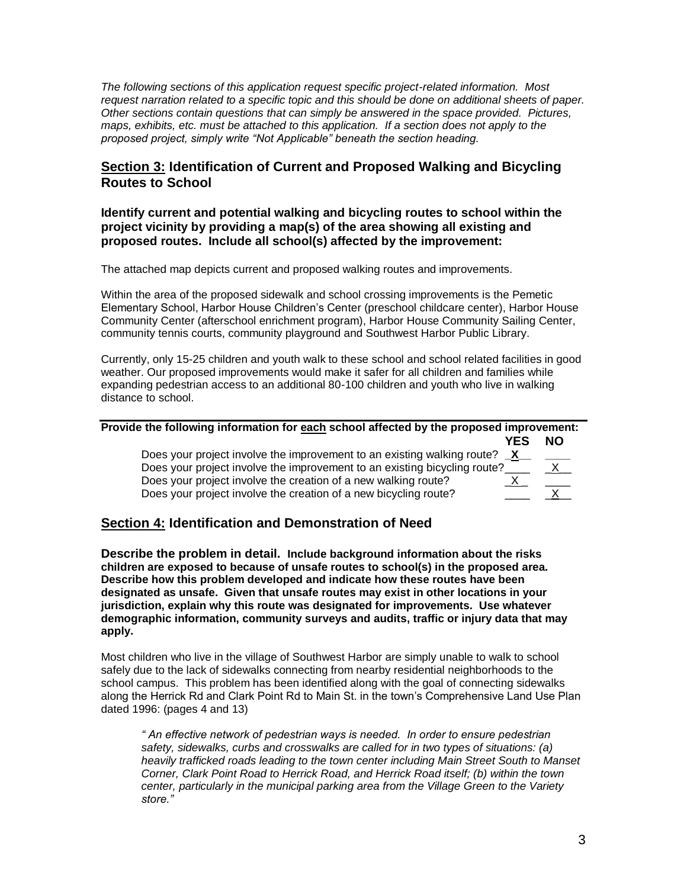*The following sections of this application request specific project-related information. Most request narration related to a specific topic and this should be done on additional sheets of paper. Other sections contain questions that can simply be answered in the space provided. Pictures, maps, exhibits, etc. must be attached to this application. If a section does not apply to the proposed project, simply write "Not Applicable" beneath the section heading.*

## **Section 3:** Identification of Current and Proposed Walking and Bicycling Routes to School

**Identify current and potential walking and bicycling routes to school within the project vicinity by providing a map(s) of the area showing all existing and proposed routes. Include all school(s) affected by the improvement:**

The attached map depicts current and proposed walking routes and improvements.

Within the area of the proposed sidewalk and school crossing improvements is the Pemetic Elementary School, Harbor House Children's Center (preschool childcare center), Harbor House Community Center (afterschool enrichment program), Harbor House Community Sailing Center, community tennis courts, community playground and Southwest Harbor Public Library.

Currently, only 15-25 children and youth walk to these school and school related facilities in good weather. Our proposed improvements would make it safer for all children and families while expanding pedestrian access to an additional 80-100 children and youth who live in walking distance to school.

**Provide the following information for each school affected by the proposed improvement:**

| | YES | NO |
|---|---|---|
| Does your project involve the improvement to an existing walking route? | **X** | |
| Does your project involve the improvement to an existing bicycling route? | | X |
| Does your project involve the creation of a new walking route? | X | |
| Does your project involve the creation of a new bicycling route? | | X |

## **Section 4:** Identification and Demonstration of Need

**Describe the problem in detail. Include background information about the risks children are exposed to because of unsafe routes to school(s) in the proposed area. Describe how this problem developed and indicate how these routes have been designated as unsafe. Given that unsafe routes may exist in other locations in your jurisdiction, explain why this route was designated for improvements. Use whatever demographic information, community surveys and audits, traffic or injury data that may apply.**

Most children who live in the village of Southwest Harbor are simply unable to walk to school safely due to the lack of sidewalks connecting from nearby residential neighborhoods to the school campus. This problem has been identified along with the goal of connecting sidewalks along the Herrick Rd and Clark Point Rd to Main St. in the town's Comprehensive Land Use Plan dated 1996: (pages 4 and 13)

> *" An effective network of pedestrian ways is needed. In order to ensure pedestrian safety, sidewalks, curbs and crosswalks are called for in two types of situations: (a) heavily trafficked roads leading to the town center including Main Street South to Manset Corner, Clark Point Road to Herrick Road, and Herrick Road itself; (b) within the town center, particularly in the municipal parking area from the Village Green to the Variety store."*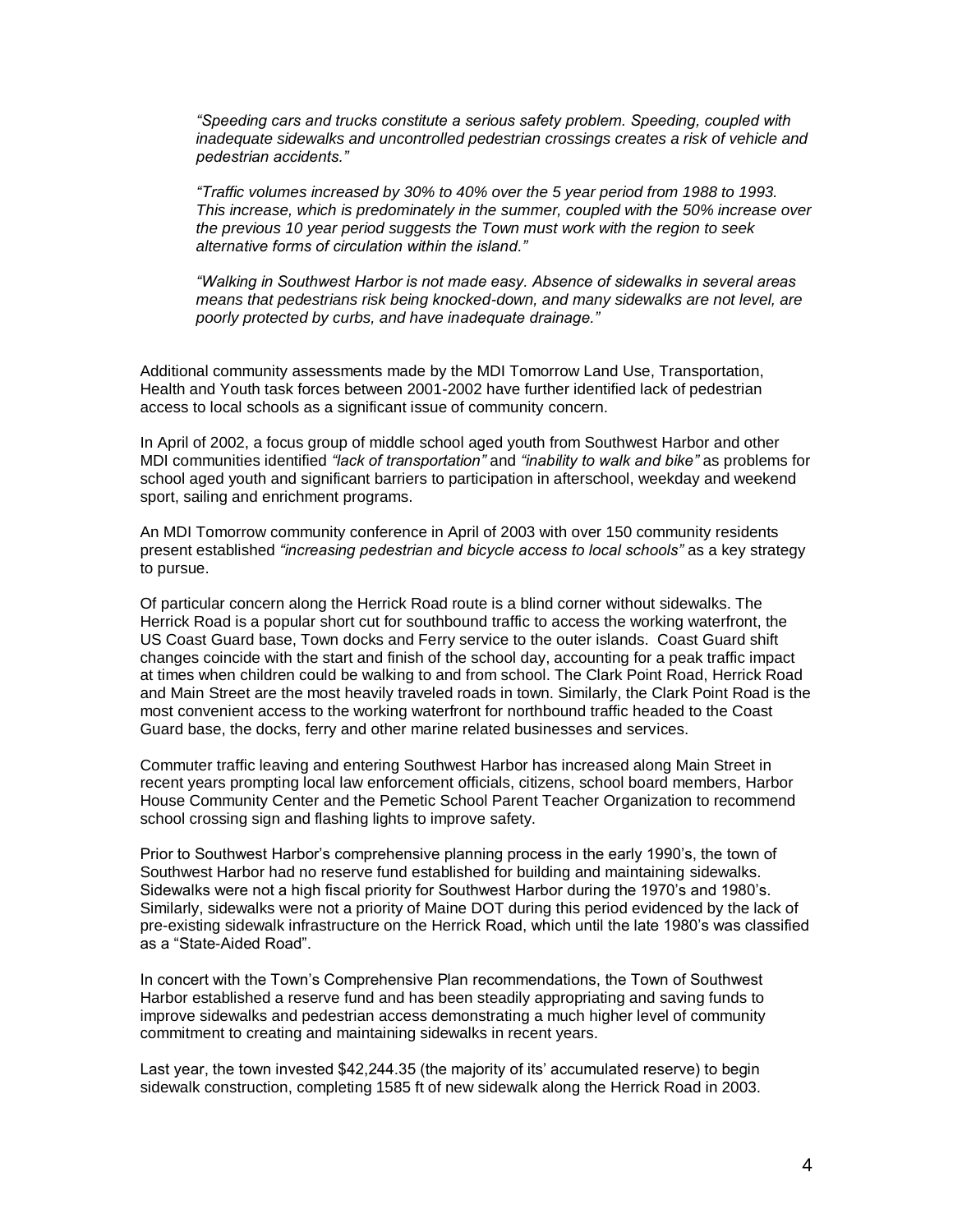> *"Speeding cars and trucks constitute a serious safety problem. Speeding, coupled with inadequate sidewalks and uncontrolled pedestrian crossings creates a risk of vehicle and pedestrian accidents."*
>
> *"Traffic volumes increased by 30% to 40% over the 5 year period from 1988 to 1993. This increase, which is predominately in the summer, coupled with the 50% increase over the previous 10 year period suggests the Town must work with the region to seek alternative forms of circulation within the island."*
>
> *"Walking in Southwest Harbor is not made easy. Absence of sidewalks in several areas means that pedestrians risk being knocked-down, and many sidewalks are not level, are poorly protected by curbs, and have inadequate drainage."*

Additional community assessments made by the MDI Tomorrow Land Use, Transportation, Health and Youth task forces between 2001-2002 have further identified lack of pedestrian access to local schools as a significant issue of community concern.

In April of 2002, a focus group of middle school aged youth from Southwest Harbor and other MDI communities identified *"lack of transportation"* and *"inability to walk and bike"* as problems for school aged youth and significant barriers to participation in afterschool, weekday and weekend sport, sailing and enrichment programs.

An MDI Tomorrow community conference in April of 2003 with over 150 community residents present established *"increasing pedestrian and bicycle access to local schools"* as a key strategy to pursue.

Of particular concern along the Herrick Road route is a blind corner without sidewalks. The Herrick Road is a popular short cut for southbound traffic to access the working waterfront, the US Coast Guard base, Town docks and Ferry service to the outer islands. Coast Guard shift changes coincide with the start and finish of the school day, accounting for a peak traffic impact at times when children could be walking to and from school. The Clark Point Road, Herrick Road and Main Street are the most heavily traveled roads in town. Similarly, the Clark Point Road is the most convenient access to the working waterfront for northbound traffic headed to the Coast Guard base, the docks, ferry and other marine related businesses and services.

Commuter traffic leaving and entering Southwest Harbor has increased along Main Street in recent years prompting local law enforcement officials, citizens, school board members, Harbor House Community Center and the Pemetic School Parent Teacher Organization to recommend school crossing sign and flashing lights to improve safety.

Prior to Southwest Harbor's comprehensive planning process in the early 1990's, the town of Southwest Harbor had no reserve fund established for building and maintaining sidewalks. Sidewalks were not a high fiscal priority for Southwest Harbor during the 1970's and 1980's. Similarly, sidewalks were not a priority of Maine DOT during this period evidenced by the lack of pre-existing sidewalk infrastructure on the Herrick Road, which until the late 1980's was classified as a "State-Aided Road".

In concert with the Town's Comprehensive Plan recommendations, the Town of Southwest Harbor established a reserve fund and has been steadily appropriating and saving funds to improve sidewalks and pedestrian access demonstrating a much higher level of community commitment to creating and maintaining sidewalks in recent years.

Last year, the town invested $42,244.35 (the majority of its' accumulated reserve) to begin sidewalk construction, completing 1585 ft of new sidewalk along the Herrick Road in 2003.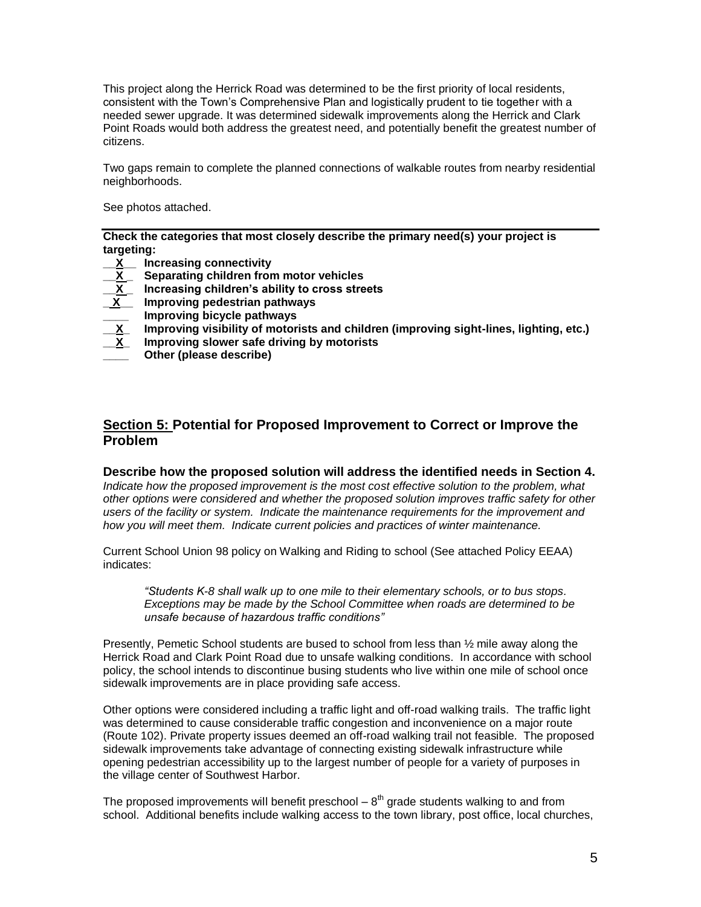This project along the Herrick Road was determined to be the first priority of local residents, consistent with the Town's Comprehensive Plan and logistically prudent to tie together with a needed sewer upgrade. It was determined sidewalk improvements along the Herrick and Clark Point Roads would both address the greatest need, and potentially benefit the greatest number of citizens.

Two gaps remain to complete the planned connections of walkable routes from nearby residential neighborhoods.

See photos attached.

---

**Check the categories that most closely describe the primary need(s) your project is targeting:**

- __X__ **Increasing connectivity**
- __X__ **Separating children from motor vehicles**
- __X__ **Increasing children's ability to cross streets**
- __X__ **Improving pedestrian pathways**
- ____ **Improving bicycle pathways**
- __X__ **Improving visibility of motorists and children (improving sight-lines, lighting, etc.)**
- __X__ **Improving slower safe driving by motorists**
- ____ **Other (please describe)**

## Section 5: Potential for Proposed Improvement to Correct or Improve the Problem

### Describe how the proposed solution will address the identified needs in Section 4.

*Indicate how the proposed improvement is the most cost effective solution to the problem, what other options were considered and whether the proposed solution improves traffic safety for other users of the facility or system. Indicate the maintenance requirements for the improvement and how you will meet them. Indicate current policies and practices of winter maintenance.*

Current School Union 98 policy on Walking and Riding to school (See attached Policy EEAA) indicates:

> *"Students K-8 shall walk up to one mile to their elementary schools, or to bus stops. Exceptions may be made by the School Committee when roads are determined to be unsafe because of hazardous traffic conditions"*

Presently, Pemetic School students are bused to school from less than ½ mile away along the Herrick Road and Clark Point Road due to unsafe walking conditions. In accordance with school policy, the school intends to discontinue busing students who live within one mile of school once sidewalk improvements are in place providing safe access.

Other options were considered including a traffic light and off-road walking trails. The traffic light was determined to cause considerable traffic congestion and inconvenience on a major route (Route 102). Private property issues deemed an off-road walking trail not feasible. The proposed sidewalk improvements take advantage of connecting existing sidewalk infrastructure while opening pedestrian accessibility up to the largest number of people for a variety of purposes in the village center of Southwest Harbor.

The proposed improvements will benefit preschool – 8th grade students walking to and from school. Additional benefits include walking access to the town library, post office, local churches,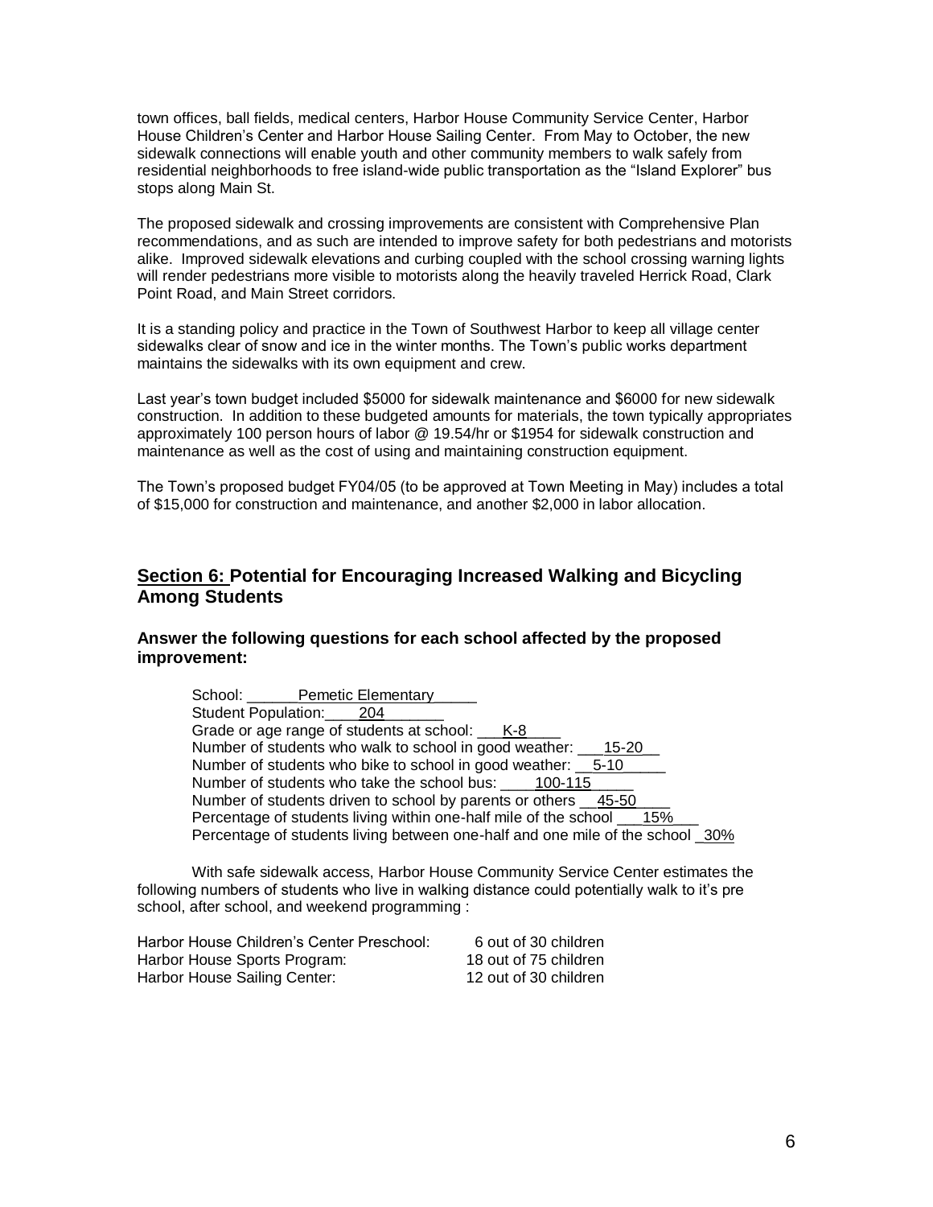town offices, ball fields, medical centers, Harbor House Community Service Center, Harbor House Children's Center and Harbor House Sailing Center. From May to October, the new sidewalk connections will enable youth and other community members to walk safely from residential neighborhoods to free island-wide public transportation as the "Island Explorer" bus stops along Main St.

The proposed sidewalk and crossing improvements are consistent with Comprehensive Plan recommendations, and as such are intended to improve safety for both pedestrians and motorists alike. Improved sidewalk elevations and curbing coupled with the school crossing warning lights will render pedestrians more visible to motorists along the heavily traveled Herrick Road, Clark Point Road, and Main Street corridors.

It is a standing policy and practice in the Town of Southwest Harbor to keep all village center sidewalks clear of snow and ice in the winter months. The Town's public works department maintains the sidewalks with its own equipment and crew.

Last year's town budget included $5000 for sidewalk maintenance and $6000 for new sidewalk construction. In addition to these budgeted amounts for materials, the town typically appropriates approximately 100 person hours of labor @ 19.54/hr or $1954 for sidewalk construction and maintenance as well as the cost of using and maintaining construction equipment.

The Town's proposed budget FY04/05 (to be approved at Town Meeting in May) includes a total of $15,000 for construction and maintenance, and another $2,000 in labor allocation.

## <u>Section 6:</u> Potential for Encouraging Increased Walking and Bicycling Among Students

### Answer the following questions for each school affected by the proposed improvement:

School: Pemetic Elementary
Student Population: 204
Grade or age range of students at school: K-8
Number of students who walk to school in good weather: 15-20
Number of students who bike to school in good weather: 5-10
Number of students who take the school bus: 100-115
Number of students driven to school by parents or others 45-50
Percentage of students living within one-half mile of the school 15%
Percentage of students living between one-half and one mile of the school 30%

With safe sidewalk access, Harbor House Community Service Center estimates the following numbers of students who live in walking distance could potentially walk to it's pre school, after school, and weekend programming :

| | |
|---|---|
| Harbor House Children's Center Preschool: | 6 out of 30 children |
| Harbor House Sports Program: | 18 out of 75 children |
| Harbor House Sailing Center: | 12 out of 30 children |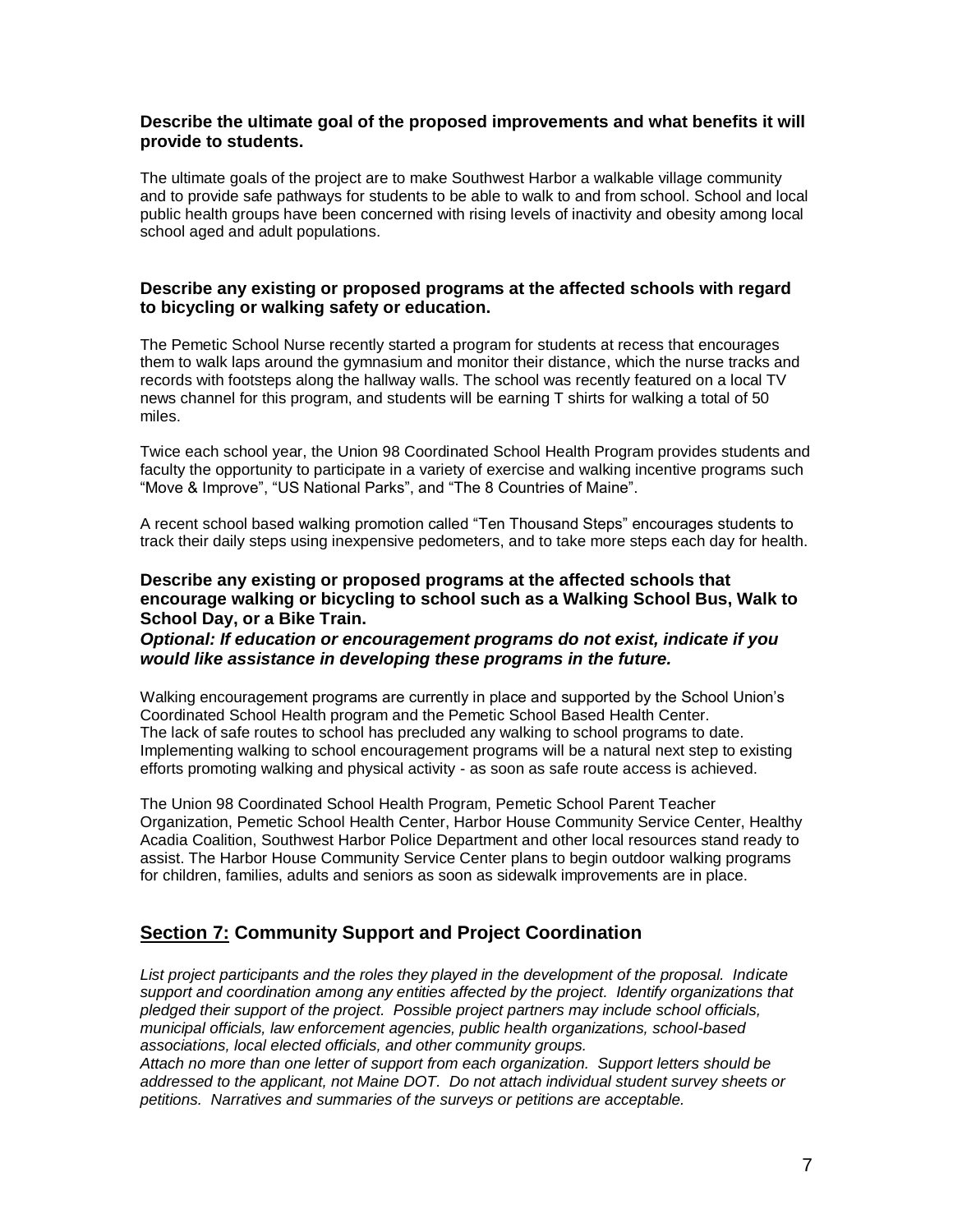**Describe the ultimate goal of the proposed improvements and what benefits it will provide to students.**

The ultimate goals of the project are to make Southwest Harbor a walkable village community and to provide safe pathways for students to be able to walk to and from school. School and local public health groups have been concerned with rising levels of inactivity and obesity among local school aged and adult populations.

**Describe any existing or proposed programs at the affected schools with regard to bicycling or walking safety or education.**

The Pemetic School Nurse recently started a program for students at recess that encourages them to walk laps around the gymnasium and monitor their distance, which the nurse tracks and records with footsteps along the hallway walls. The school was recently featured on a local TV news channel for this program, and students will be earning T shirts for walking a total of 50 miles.

Twice each school year, the Union 98 Coordinated School Health Program provides students and faculty the opportunity to participate in a variety of exercise and walking incentive programs such "Move & Improve", "US National Parks", and "The 8 Countries of Maine".

A recent school based walking promotion called "Ten Thousand Steps" encourages students to track their daily steps using inexpensive pedometers, and to take more steps each day for health.

**Describe any existing or proposed programs at the affected schools that encourage walking or bicycling to school such as a Walking School Bus, Walk to School Day, or a Bike Train.**
***Optional: If education or encouragement programs do not exist, indicate if you would like assistance in developing these programs in the future.***

Walking encouragement programs are currently in place and supported by the School Union's Coordinated School Health program and the Pemetic School Based Health Center.
The lack of safe routes to school has precluded any walking to school programs to date. Implementing walking to school encouragement programs will be a natural next step to existing efforts promoting walking and physical activity - as soon as safe route access is achieved.

The Union 98 Coordinated School Health Program, Pemetic School Parent Teacher Organization, Pemetic School Health Center, Harbor House Community Service Center, Healthy Acadia Coalition, Southwest Harbor Police Department and other local resources stand ready to assist. The Harbor House Community Service Center plans to begin outdoor walking programs for children, families, adults and seniors as soon as sidewalk improvements are in place.

## Section 7: Community Support and Project Coordination

*List project participants and the roles they played in the development of the proposal. Indicate support and coordination among any entities affected by the project. Identify organizations that pledged their support of the project. Possible project partners may include school officials, municipal officials, law enforcement agencies, public health organizations, school-based associations, local elected officials, and other community groups.*
*Attach no more than one letter of support from each organization. Support letters should be addressed to the applicant, not Maine DOT. Do not attach individual student survey sheets or petitions. Narratives and summaries of the surveys or petitions are acceptable.*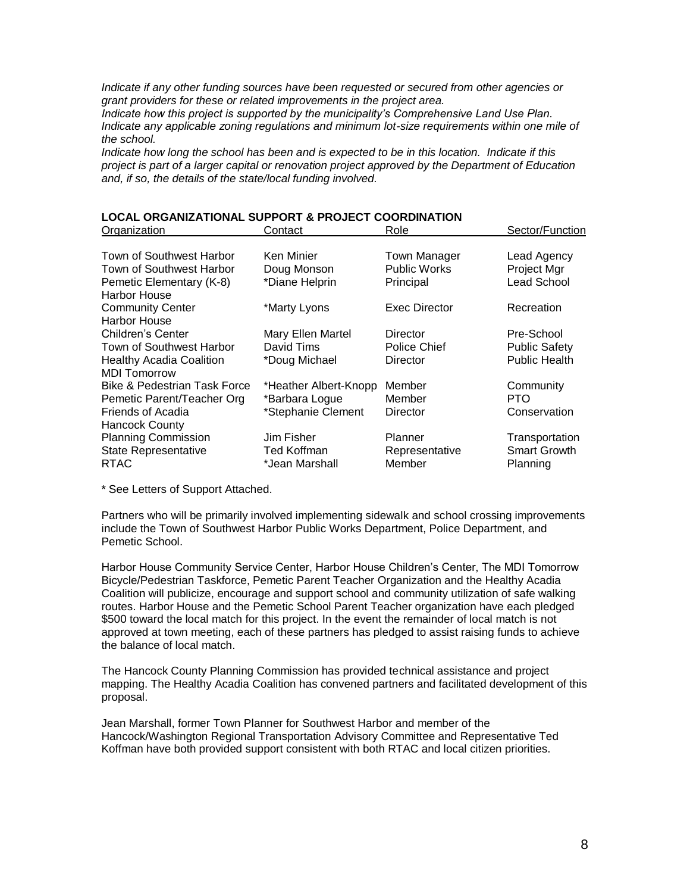*Indicate if any other funding sources have been requested or secured from other agencies or grant providers for these or related improvements in the project area.*
*Indicate how this project is supported by the municipality's Comprehensive Land Use Plan.*
*Indicate any applicable zoning regulations and minimum lot-size requirements within one mile of the school.*
*Indicate how long the school has been and is expected to be in this location. Indicate if this project is part of a larger capital or renovation project approved by the Department of Education and, if so, the details of the state/local funding involved.*

**LOCAL ORGANIZATIONAL SUPPORT & PROJECT COORDINATION**

| Organization | Contact | Role | Sector/Function |
|---|---|---|---|
| Town of Southwest Harbor | Ken Minier | Town Manager | Lead Agency |
| Town of Southwest Harbor | Doug Monson | Public Works | Project Mgr |
| Pemetic Elementary (K-8) | *Diane Helprin | Principal | Lead School |
| Harbor House Community Center | *Marty Lyons | Exec Director | Recreation |
| Harbor House Children's Center | Mary Ellen Martel | Director | Pre-School |
| Town of Southwest Harbor | David Tims | Police Chief | Public Safety |
| Healthy Acadia Coalition | *Doug Michael | Director | Public Health |
| MDI Tomorrow Bike & Pedestrian Task Force | *Heather Albert-Knopp | Member | Community |
| Pemetic Parent/Teacher Org | *Barbara Logue | Member | PTO |
| Friends of Acadia | *Stephanie Clement | Director | Conservation |
| Hancock County Planning Commission | Jim Fisher | Planner | Transportation |
| State Representative | Ted Koffman | Representative | Smart Growth |
| RTAC | *Jean Marshall | Member | Planning |

* See Letters of Support Attached.

Partners who will be primarily involved implementing sidewalk and school crossing improvements include the Town of Southwest Harbor Public Works Department, Police Department, and Pemetic School.

Harbor House Community Service Center, Harbor House Children's Center, The MDI Tomorrow Bicycle/Pedestrian Taskforce, Pemetic Parent Teacher Organization and the Healthy Acadia Coalition will publicize, encourage and support school and community utilization of safe walking routes. Harbor House and the Pemetic School Parent Teacher organization have each pledged $500 toward the local match for this project. In the event the remainder of local match is not approved at town meeting, each of these partners has pledged to assist raising funds to achieve the balance of local match.

The Hancock County Planning Commission has provided technical assistance and project mapping. The Healthy Acadia Coalition has convened partners and facilitated development of this proposal.

Jean Marshall, former Town Planner for Southwest Harbor and member of the Hancock/Washington Regional Transportation Advisory Committee and Representative Ted Koffman have both provided support consistent with both RTAC and local citizen priorities.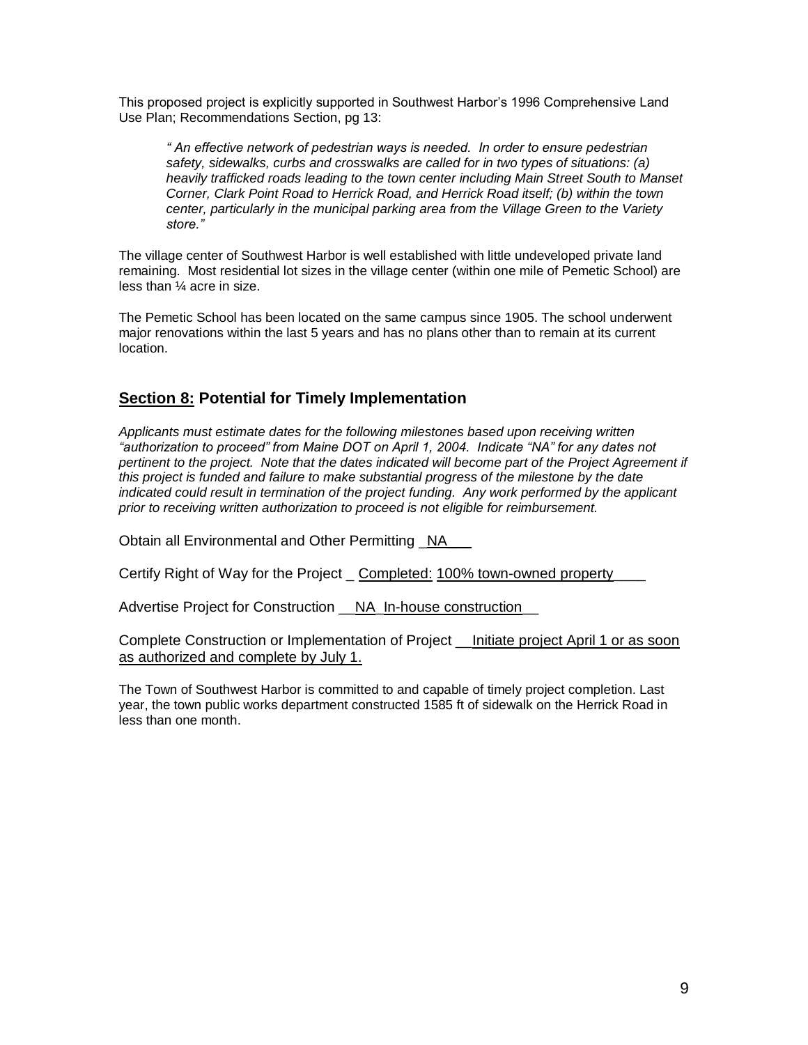This proposed project is explicitly supported in Southwest Harbor's 1996 Comprehensive Land Use Plan; Recommendations Section, pg 13:

> *" An effective network of pedestrian ways is needed. In order to ensure pedestrian safety, sidewalks, curbs and crosswalks are called for in two types of situations: (a) heavily trafficked roads leading to the town center including Main Street South to Manset Corner, Clark Point Road to Herrick Road, and Herrick Road itself; (b) within the town center, particularly in the municipal parking area from the Village Green to the Variety store."*

The village center of Southwest Harbor is well established with little undeveloped private land remaining. Most residential lot sizes in the village center (within one mile of Pemetic School) are less than ¼ acre in size.

The Pemetic School has been located on the same campus since 1905. The school underwent major renovations within the last 5 years and has no plans other than to remain at its current location.

## Section 8: Potential for Timely Implementation

*Applicants must estimate dates for the following milestones based upon receiving written "authorization to proceed" from Maine DOT on April 1, 2004. Indicate "NA" for any dates not pertinent to the project. Note that the dates indicated will become part of the Project Agreement if this project is funded and failure to make substantial progress of the milestone by the date indicated could result in termination of the project funding. Any work performed by the applicant prior to receiving written authorization to proceed is not eligible for reimbursement.*

Obtain all Environmental and Other Permitting _NA___

Certify Right of Way for the Project _ Completed: 100% town-owned property____

Advertise Project for Construction __NA_In-house construction__

Complete Construction or Implementation of Project __Initiate project April 1 or as soon as authorized and complete by July 1.

The Town of Southwest Harbor is committed to and capable of timely project completion. Last year, the town public works department constructed 1585 ft of sidewalk on the Herrick Road in less than one month.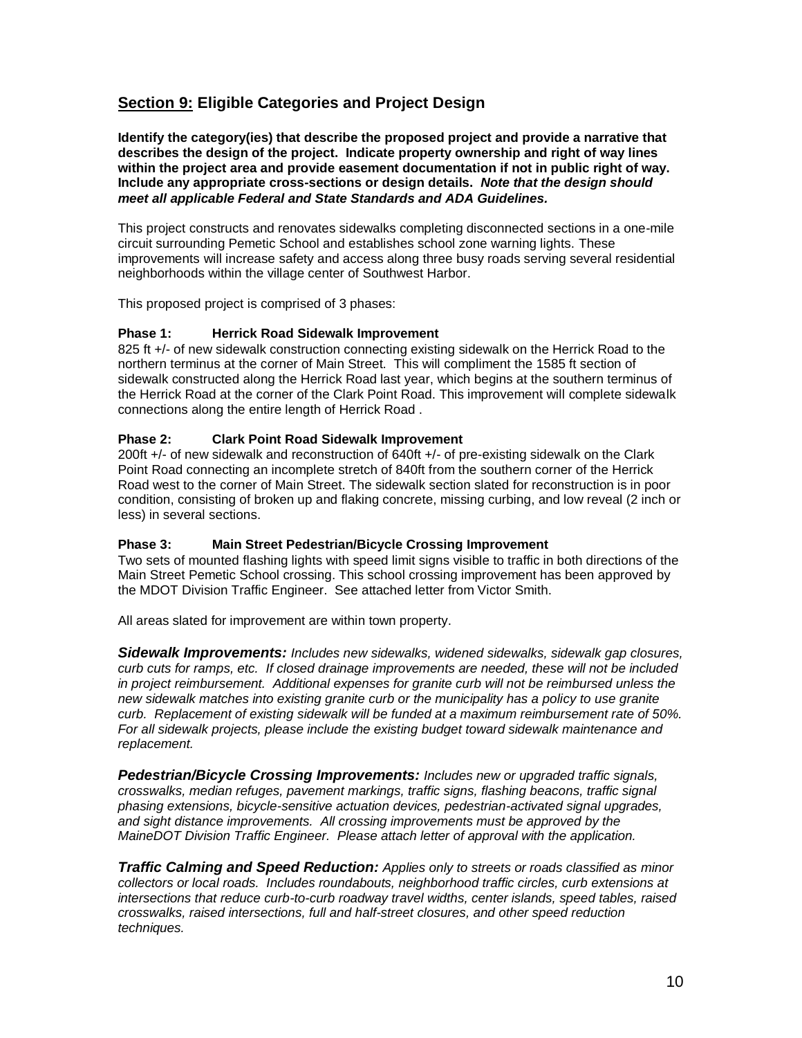## <u>Section 9:</u> Eligible Categories and Project Design

**Identify the category(ies) that describe the proposed project and provide a narrative that describes the design of the project. Indicate property ownership and right of way lines within the project area and provide easement documentation if not in public right of way. Include any appropriate cross-sections or design details. *Note that the design should meet all applicable Federal and State Standards and ADA Guidelines.***

This project constructs and renovates sidewalks completing disconnected sections in a one-mile circuit surrounding Pemetic School and establishes school zone warning lights. These improvements will increase safety and access along three busy roads serving several residential neighborhoods within the village center of Southwest Harbor.

This proposed project is comprised of 3 phases:

**Phase 1: Herrick Road Sidewalk Improvement**

825 ft +/- of new sidewalk construction connecting existing sidewalk on the Herrick Road to the northern terminus at the corner of Main Street. This will compliment the 1585 ft section of sidewalk constructed along the Herrick Road last year, which begins at the southern terminus of the Herrick Road at the corner of the Clark Point Road. This improvement will complete sidewalk connections along the entire length of Herrick Road .

**Phase 2: Clark Point Road Sidewalk Improvement**

200ft +/- of new sidewalk and reconstruction of 640ft +/- of pre-existing sidewalk on the Clark Point Road connecting an incomplete stretch of 840ft from the southern corner of the Herrick Road west to the corner of Main Street. The sidewalk section slated for reconstruction is in poor condition, consisting of broken up and flaking concrete, missing curbing, and low reveal (2 inch or less) in several sections.

**Phase 3: Main Street Pedestrian/Bicycle Crossing Improvement**

Two sets of mounted flashing lights with speed limit signs visible to traffic in both directions of the Main Street Pemetic School crossing. This school crossing improvement has been approved by the MDOT Division Traffic Engineer. See attached letter from Victor Smith.

All areas slated for improvement are within town property.

***Sidewalk Improvements:*** *Includes new sidewalks, widened sidewalks, sidewalk gap closures, curb cuts for ramps, etc. If closed drainage improvements are needed, these will not be included in project reimbursement. Additional expenses for granite curb will not be reimbursed unless the new sidewalk matches into existing granite curb or the municipality has a policy to use granite curb. Replacement of existing sidewalk will be funded at a maximum reimbursement rate of 50%. For all sidewalk projects, please include the existing budget toward sidewalk maintenance and replacement.*

***Pedestrian/Bicycle Crossing Improvements:*** *Includes new or upgraded traffic signals, crosswalks, median refuges, pavement markings, traffic signs, flashing beacons, traffic signal phasing extensions, bicycle-sensitive actuation devices, pedestrian-activated signal upgrades, and sight distance improvements. All crossing improvements must be approved by the MaineDOT Division Traffic Engineer. Please attach letter of approval with the application.*

***Traffic Calming and Speed Reduction:*** *Applies only to streets or roads classified as minor collectors or local roads. Includes roundabouts, neighborhood traffic circles, curb extensions at intersections that reduce curb-to-curb roadway travel widths, center islands, speed tables, raised crosswalks, raised intersections, full and half-street closures, and other speed reduction techniques.*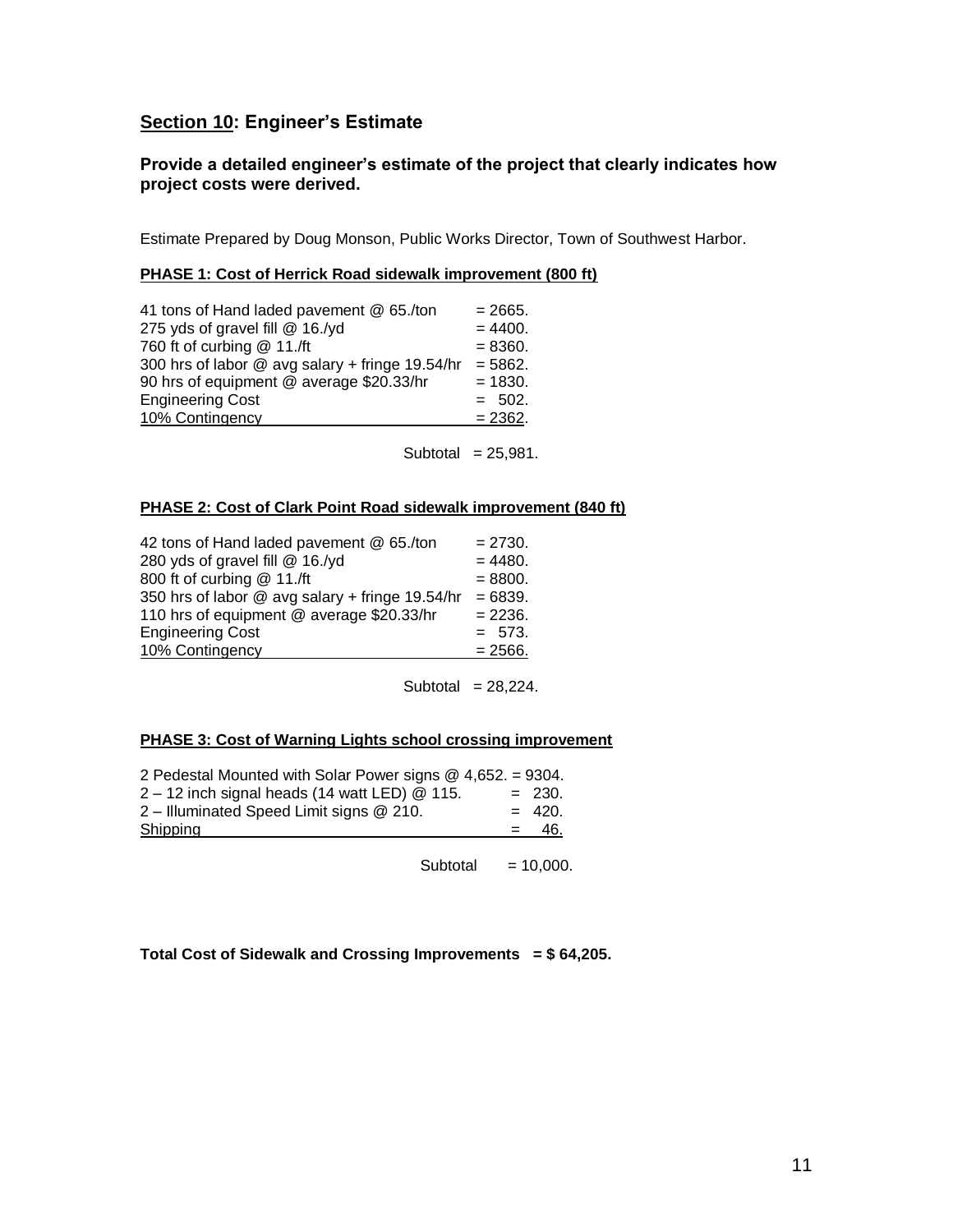## Section 10: Engineer's Estimate

**Provide a detailed engineer's estimate of the project that clearly indicates how project costs were derived.**

Estimate Prepared by Doug Monson, Public Works Director, Town of Southwest Harbor.

**PHASE 1: Cost of Herrick Road sidewalk improvement (800 ft)**

| | |
|---|---|
| 41 tons of Hand laded pavement @ 65./ton | = 2665. |
| 275 yds of gravel fill @ 16./yd | = 4400. |
| 760 ft of curbing @ 11./ft | = 8360. |
| 300 hrs of labor @ avg salary + fringe 19.54/hr | = 5862. |
| 90 hrs of equipment @ average $20.33/hr | = 1830. |
| Engineering Cost | = 502. |
| 10% Contingency | = 2362. |
| Subtotal | = 25,981. |

**PHASE 2: Cost of Clark Point Road sidewalk improvement (840 ft)**

| | |
|---|---|
| 42 tons of Hand laded pavement @ 65./ton | = 2730. |
| 280 yds of gravel fill @ 16./yd | = 4480. |
| 800 ft of curbing @ 11./ft | = 8800. |
| 350 hrs of labor @ avg salary + fringe 19.54/hr | = 6839. |
| 110 hrs of equipment @ average $20.33/hr | = 2236. |
| Engineering Cost | = 573. |
| 10% Contingency | = 2566. |
| Subtotal | = 28,224. |

**PHASE 3: Cost of Warning Lights school crossing improvement**

| | |
|---|---|
| 2 Pedestal Mounted with Solar Power signs @ 4,652. | = 9304. |
| 2 – 12 inch signal heads (14 watt LED) @ 115. | = 230. |
| 2 – Illuminated Speed Limit signs @ 210. | = 420. |
| Shipping | = 46. |
| Subtotal | = 10,000. |

**Total Cost of Sidewalk and Crossing Improvements = $ 64,205.**